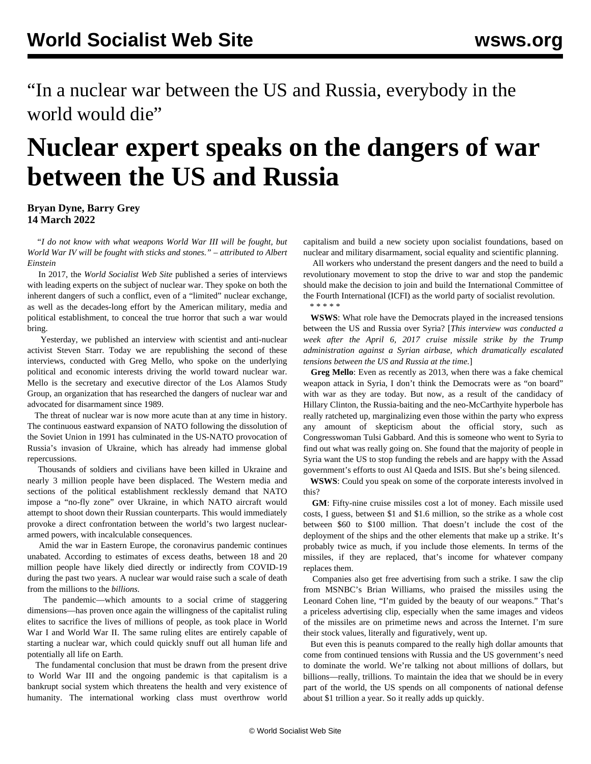“In a nuclear war between the US and Russia, everybody in the world would die”

# Nuclear expert speaks on the dangers of war between the US and Russia

**Bryan Dyne, Barry Grey**
**14 March 2022**

*“I do not know with what weapons World War III will be fought, but World War IV will be fought with sticks and stones.” – attributed to Albert Einstein*

In 2017, the *World Socialist Web Site* published a series of interviews with leading experts on the subject of nuclear war. They spoke on both the inherent dangers of such a conflict, even of a “limited” nuclear exchange, as well as the decades-long effort by the American military, media and political establishment, to conceal the true horror that such a war would bring.

Yesterday, we published an interview with scientist and anti-nuclear activist Steven Starr. Today we are republishing the second of these interviews, conducted with Greg Mello, who spoke on the underlying political and economic interests driving the world toward nuclear war. Mello is the secretary and executive director of the Los Alamos Study Group, an organization that has researched the dangers of nuclear war and advocated for disarmament since 1989.

The threat of nuclear war is now more acute than at any time in history. The continuous eastward expansion of NATO following the dissolution of the Soviet Union in 1991 has culminated in the US-NATO provocation of Russia’s invasion of Ukraine, which has already had immense global repercussions.

Thousands of soldiers and civilians have been killed in Ukraine and nearly 3 million people have been displaced. The Western media and sections of the political establishment recklessly demand that NATO impose a “no-fly zone” over Ukraine, in which NATO aircraft would attempt to shoot down their Russian counterparts. This would immediately provoke a direct confrontation between the world’s two largest nuclear-armed powers, with incalculable consequences.

Amid the war in Eastern Europe, the coronavirus pandemic continues unabated. According to estimates of excess deaths, between 18 and 20 million people have likely died directly or indirectly from COVID-19 during the past two years. A nuclear war would raise such a scale of death from the millions to the *billions.*

The pandemic—which amounts to a social crime of staggering dimensions—has proven once again the willingness of the capitalist ruling elites to sacrifice the lives of millions of people, as took place in World War I and World War II. The same ruling elites are entirely capable of starting a nuclear war, which could quickly snuff out all human life and potentially all life on Earth.

The fundamental conclusion that must be drawn from the present drive to World War III and the ongoing pandemic is that capitalism is a bankrupt social system which threatens the health and very existence of humanity. The international working class must overthrow world capitalism and build a new society upon socialist foundations, based on nuclear and military disarmament, social equality and scientific planning.

All workers who understand the present dangers and the need to build a revolutionary movement to stop the drive to war and stop the pandemic should make the decision to join and build the International Committee of the Fourth International (ICFI) as the world party of socialist revolution.

\* \* \* \* \*

**WSWS**: What role have the Democrats played in the increased tensions between the US and Russia over Syria? [*This interview was conducted a week after the April 6, 2017 cruise missile strike by the Trump administration against a Syrian airbase, which dramatically escalated tensions between the US and Russia at the time.*]

**Greg Mello**: Even as recently as 2013, when there was a fake chemical weapon attack in Syria, I don’t think the Democrats were as “on board” with war as they are today. But now, as a result of the candidacy of Hillary Clinton, the Russia-baiting and the neo-McCarthyite hyperbole has really ratcheted up, marginalizing even those within the party who express any amount of skepticism about the official story, such as Congresswoman Tulsi Gabbard. And this is someone who went to Syria to find out what was really going on. She found that the majority of people in Syria want the US to stop funding the rebels and are happy with the Assad government’s efforts to oust Al Qaeda and ISIS. But she’s being silenced.

**WSWS**: Could you speak on some of the corporate interests involved in this?

**GM**: Fifty-nine cruise missiles cost a lot of money. Each missile used costs, I guess, between $1 and $1.6 million, so the strike as a whole cost between $60 to $100 million. That doesn’t include the cost of the deployment of the ships and the other elements that make up a strike. It’s probably twice as much, if you include those elements. In terms of the missiles, if they are replaced, that’s income for whatever company replaces them.

Companies also get free advertising from such a strike. I saw the clip from MSNBC’s Brian Williams, who praised the missiles using the Leonard Cohen line, “I’m guided by the beauty of our weapons.” That’s a priceless advertising clip, especially when the same images and videos of the missiles are on primetime news and across the Internet. I’m sure their stock values, literally and figuratively, went up.

But even this is peanuts compared to the really high dollar amounts that come from continued tensions with Russia and the US government’s need to dominate the world. We’re talking not about millions of dollars, but billions—really, trillions. To maintain the idea that we should be in every part of the world, the US spends on all components of national defense about $1 trillion a year. So it really adds up quickly.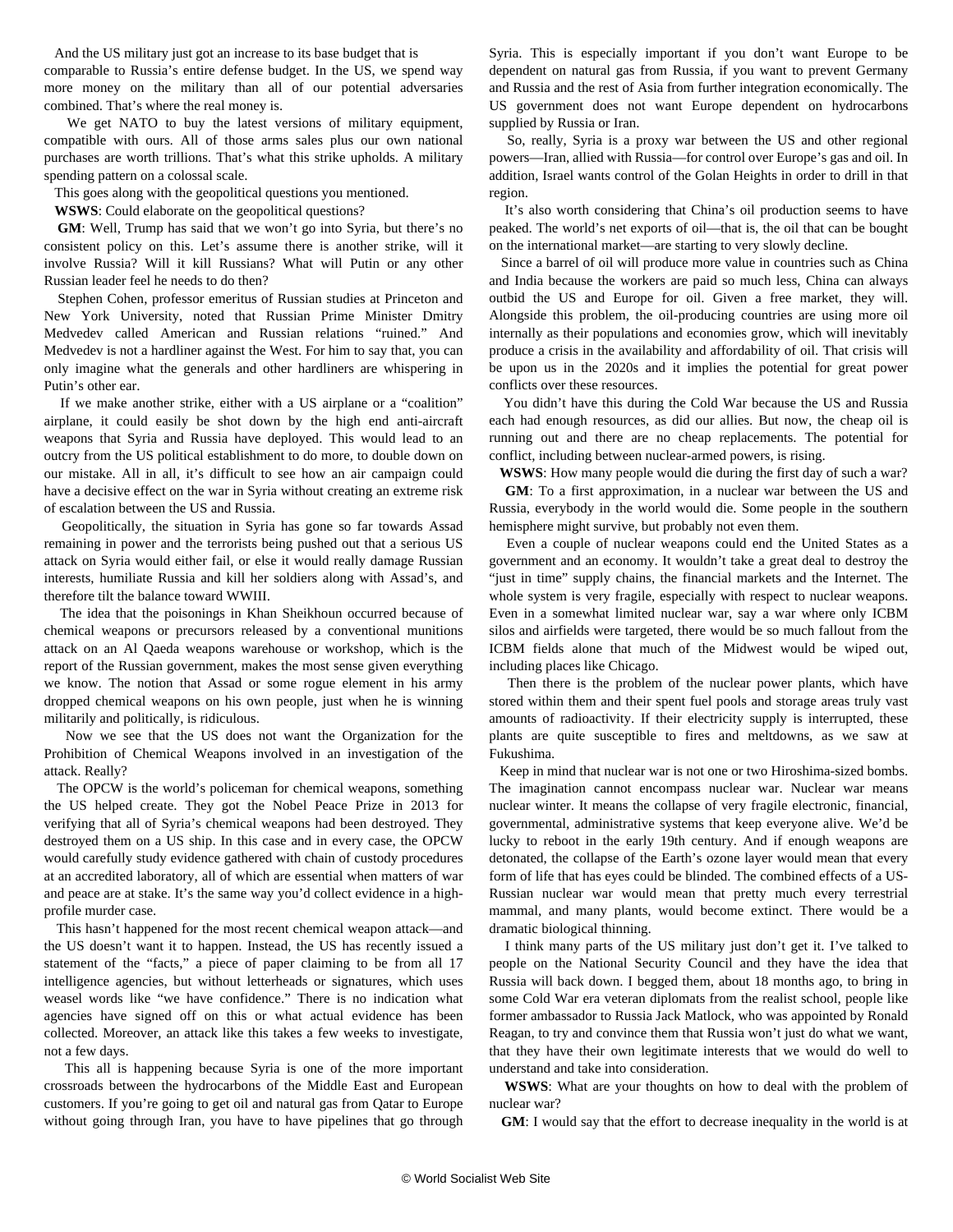And the US military just got an increase to its base budget that is comparable to Russia's entire defense budget. In the US, we spend way more money on the military than all of our potential adversaries combined. That's where the real money is.

We get NATO to buy the latest versions of military equipment, compatible with ours. All of those arms sales plus our own national purchases are worth trillions. That's what this strike upholds. A military spending pattern on a colossal scale.

This goes along with the geopolitical questions you mentioned.

**WSWS**: Could elaborate on the geopolitical questions?

**GM**: Well, Trump has said that we won't go into Syria, but there's no consistent policy on this. Let's assume there is another strike, will it involve Russia? Will it kill Russians? What will Putin or any other Russian leader feel he needs to do then?

Stephen Cohen, professor emeritus of Russian studies at Princeton and New York University, noted that Russian Prime Minister Dmitry Medvedev called American and Russian relations "ruined." And Medvedev is not a hardliner against the West. For him to say that, you can only imagine what the generals and other hardliners are whispering in Putin's other ear.

If we make another strike, either with a US airplane or a "coalition" airplane, it could easily be shot down by the high end anti-aircraft weapons that Syria and Russia have deployed. This would lead to an outcry from the US political establishment to do more, to double down on our mistake. All in all, it's difficult to see how an air campaign could have a decisive effect on the war in Syria without creating an extreme risk of escalation between the US and Russia.

Geopolitically, the situation in Syria has gone so far towards Assad remaining in power and the terrorists being pushed out that a serious US attack on Syria would either fail, or else it would really damage Russian interests, humiliate Russia and kill her soldiers along with Assad's, and therefore tilt the balance toward WWIII.

The idea that the poisonings in Khan Sheikhoun occurred because of chemical weapons or precursors released by a conventional munitions attack on an Al Qaeda weapons warehouse or workshop, which is the report of the Russian government, makes the most sense given everything we know. The notion that Assad or some rogue element in his army dropped chemical weapons on his own people, just when he is winning militarily and politically, is ridiculous.

Now we see that the US does not want the Organization for the Prohibition of Chemical Weapons involved in an investigation of the attack. Really?

The OPCW is the world's policeman for chemical weapons, something the US helped create. They got the Nobel Peace Prize in 2013 for verifying that all of Syria's chemical weapons had been destroyed. They destroyed them on a US ship. In this case and in every case, the OPCW would carefully study evidence gathered with chain of custody procedures at an accredited laboratory, all of which are essential when matters of war and peace are at stake. It's the same way you'd collect evidence in a high-profile murder case.

This hasn't happened for the most recent chemical weapon attack—and the US doesn't want it to happen. Instead, the US has recently issued a statement of the "facts," a piece of paper claiming to be from all 17 intelligence agencies, but without letterheads or signatures, which uses weasel words like "we have confidence." There is no indication what agencies have signed off on this or what actual evidence has been collected. Moreover, an attack like this takes a few weeks to investigate, not a few days.

This all is happening because Syria is one of the more important crossroads between the hydrocarbons of the Middle East and European customers. If you're going to get oil and natural gas from Qatar to Europe without going through Iran, you have to have pipelines that go through Syria. This is especially important if you don't want Europe to be dependent on natural gas from Russia, if you want to prevent Germany and Russia and the rest of Asia from further integration economically. The US government does not want Europe dependent on hydrocarbons supplied by Russia or Iran.

So, really, Syria is a proxy war between the US and other regional powers—Iran, allied with Russia—for control over Europe's gas and oil. In addition, Israel wants control of the Golan Heights in order to drill in that region.

It's also worth considering that China's oil production seems to have peaked. The world's net exports of oil—that is, the oil that can be bought on the international market—are starting to very slowly decline.

Since a barrel of oil will produce more value in countries such as China and India because the workers are paid so much less, China can always outbid the US and Europe for oil. Given a free market, they will. Alongside this problem, the oil-producing countries are using more oil internally as their populations and economies grow, which will inevitably produce a crisis in the availability and affordability of oil. That crisis will be upon us in the 2020s and it implies the potential for great power conflicts over these resources.

You didn't have this during the Cold War because the US and Russia each had enough resources, as did our allies. But now, the cheap oil is running out and there are no cheap replacements. The potential for conflict, including between nuclear-armed powers, is rising.

**WSWS**: How many people would die during the first day of such a war?

**GM**: To a first approximation, in a nuclear war between the US and Russia, everybody in the world would die. Some people in the southern hemisphere might survive, but probably not even them.

Even a couple of nuclear weapons could end the United States as a government and an economy. It wouldn't take a great deal to destroy the "just in time" supply chains, the financial markets and the Internet. The whole system is very fragile, especially with respect to nuclear weapons. Even in a somewhat limited nuclear war, say a war where only ICBM silos and airfields were targeted, there would be so much fallout from the ICBM fields alone that much of the Midwest would be wiped out, including places like Chicago.

Then there is the problem of the nuclear power plants, which have stored within them and their spent fuel pools and storage areas truly vast amounts of radioactivity. If their electricity supply is interrupted, these plants are quite susceptible to fires and meltdowns, as we saw at Fukushima.

Keep in mind that nuclear war is not one or two Hiroshima-sized bombs. The imagination cannot encompass nuclear war. Nuclear war means nuclear winter. It means the collapse of very fragile electronic, financial, governmental, administrative systems that keep everyone alive. We'd be lucky to reboot in the early 19th century. And if enough weapons are detonated, the collapse of the Earth's ozone layer would mean that every form of life that has eyes could be blinded. The combined effects of a US-Russian nuclear war would mean that pretty much every terrestrial mammal, and many plants, would become extinct. There would be a dramatic biological thinning.

I think many parts of the US military just don't get it. I've talked to people on the National Security Council and they have the idea that Russia will back down. I begged them, about 18 months ago, to bring in some Cold War era veteran diplomats from the realist school, people like former ambassador to Russia Jack Matlock, who was appointed by Ronald Reagan, to try and convince them that Russia won't just do what we want, that they have their own legitimate interests that we would do well to understand and take into consideration.

**WSWS**: What are your thoughts on how to deal with the problem of nuclear war?

**GM**: I would say that the effort to decrease inequality in the world is at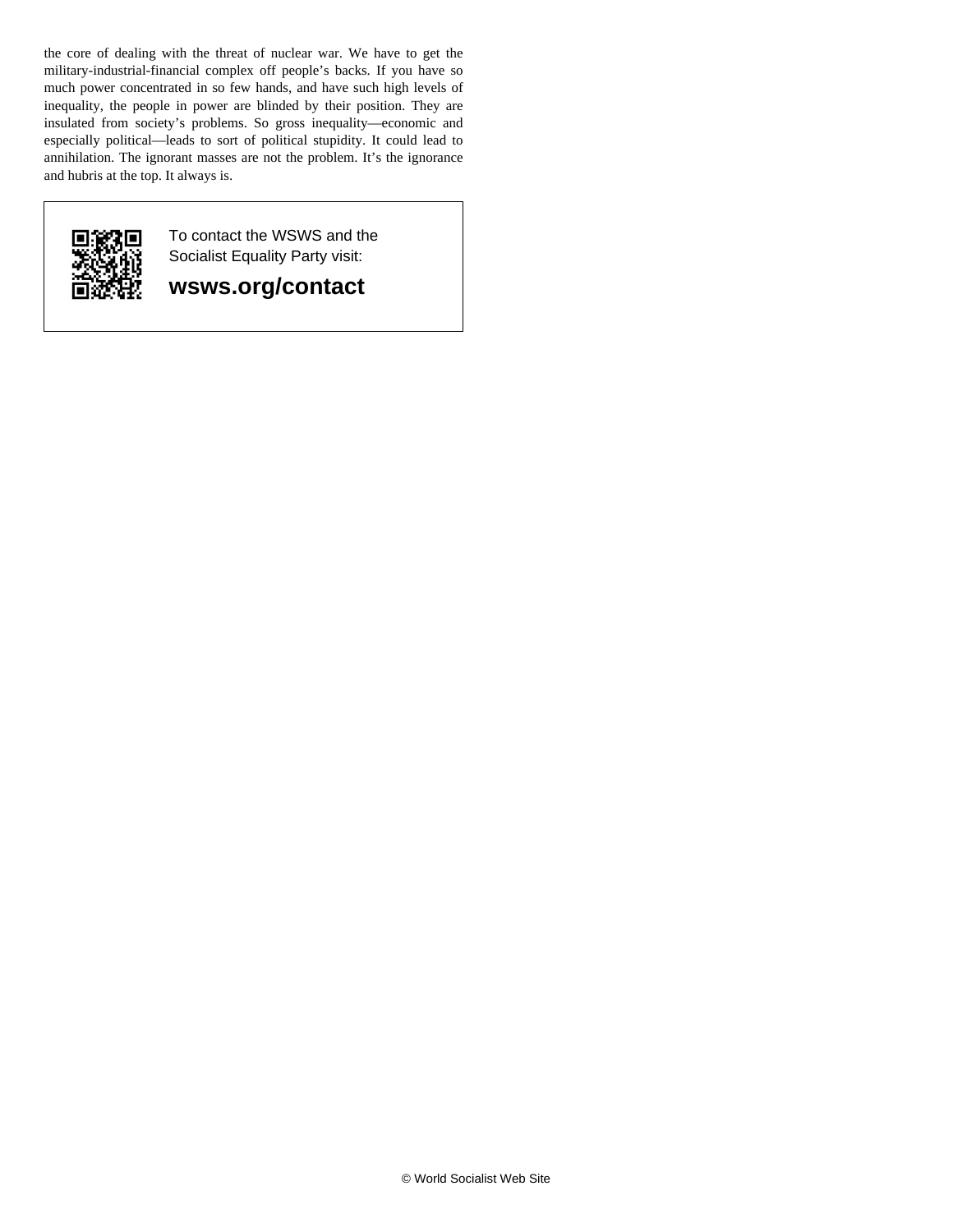the core of dealing with the threat of nuclear war. We have to get the military-industrial-financial complex off people's backs. If you have so much power concentrated in so few hands, and have such high levels of inequality, the people in power are blinded by their position. They are insulated from society's problems. So gross inequality—economic and especially political—leads to sort of political stupidity. It could lead to annihilation. The ignorant masses are not the problem. It's the ignorance and hubris at the top. It always is.

To contact the WSWS and the Socialist Equality Party visit:

**wsws.org/contact**